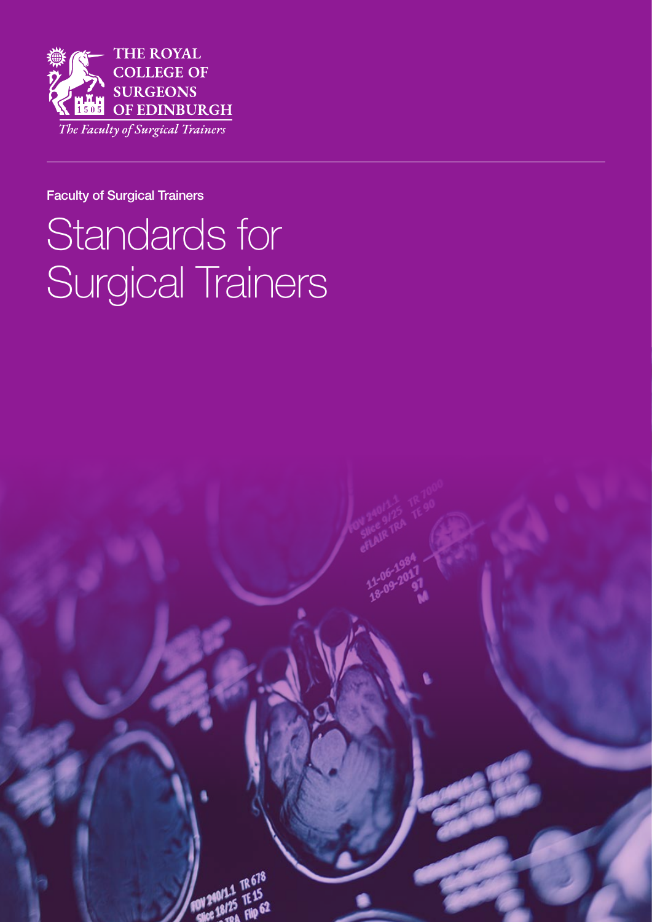THE ROYAL COLLEGE OF SURGEONS OF EDINBURGH

*The Faculty of Surgical Trainers*

Faculty of Surgical Trainers

# Standards for Surgical Trainers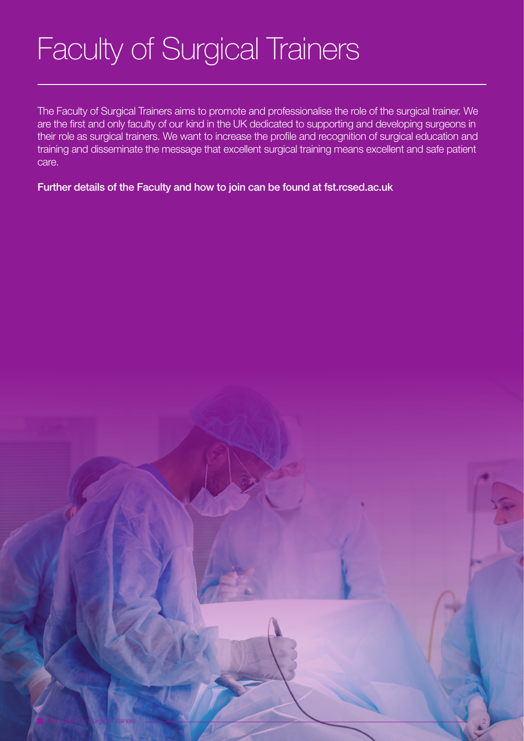# Faculty of Surgical Trainers

The Faculty of Surgical Trainers aims to promote and professionalise the role of the surgical trainer. We are the first and only faculty of our kind in the UK dedicated to supporting and developing surgeons in their role as surgical trainers. We want to increase the profile and recognition of surgical education and training and disseminate the message that excellent surgical training means excellent and safe patient care.

**Further details of the Faculty and how to join can be found at fst.rcsed.ac.uk**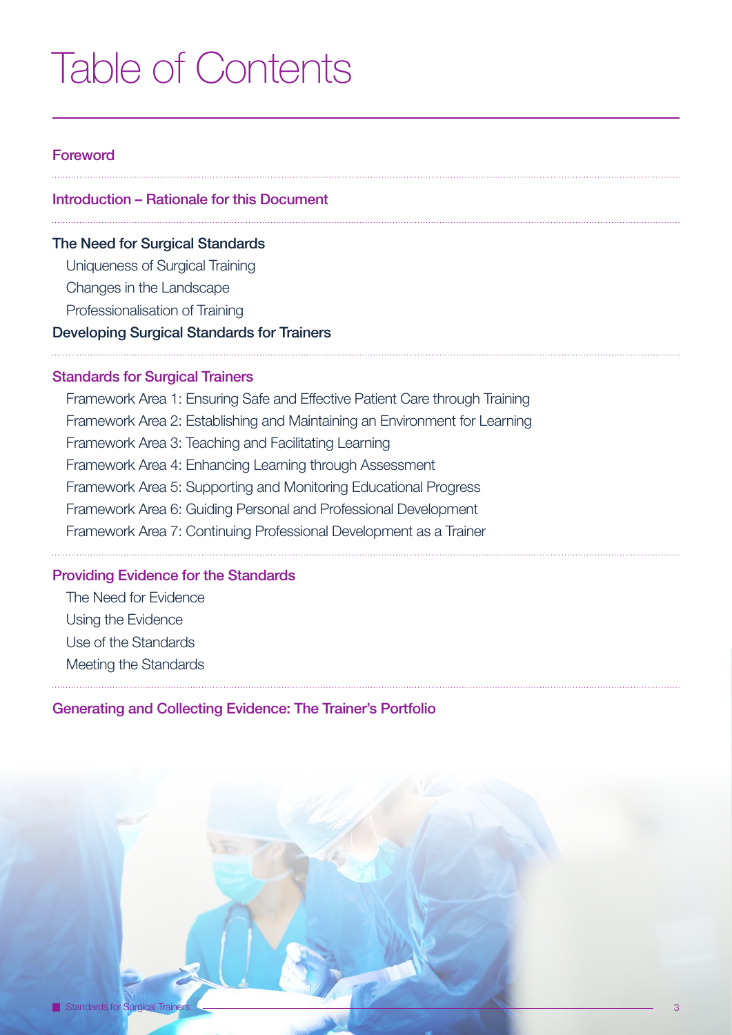# Table of Contents

**Foreword**

**Introduction – Rationale for this Document**

**The Need for Surgical Standards**

- Uniqueness of Surgical Training
- Changes in the Landscape
- Professionalisation of Training

**Developing Surgical Standards for Trainers**

**Standards for Surgical Trainers**

- Framework Area 1: Ensuring Safe and Effective Patient Care through Training
- Framework Area 2: Establishing and Maintaining an Environment for Learning
- Framework Area 3: Teaching and Facilitating Learning
- Framework Area 4: Enhancing Learning through Assessment
- Framework Area 5: Supporting and Monitoring Educational Progress
- Framework Area 6: Guiding Personal and Professional Development
- Framework Area 7: Continuing Professional Development as a Trainer

**Providing Evidence for the Standards**

- The Need for Evidence
- Using the Evidence
- Use of the Standards
- Meeting the Standards

**Generating and Collecting Evidence: The Trainer's Portfolio**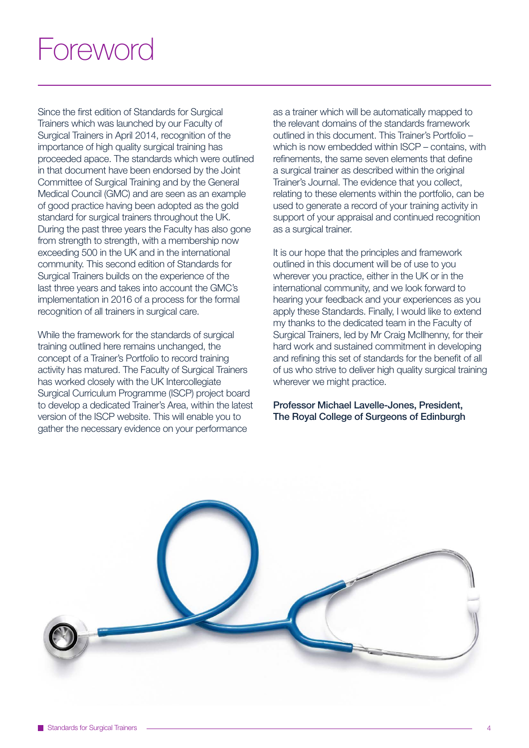# Foreword

Since the first edition of Standards for Surgical Trainers which was launched by our Faculty of Surgical Trainers in April 2014, recognition of the importance of high quality surgical training has proceeded apace. The standards which were outlined in that document have been endorsed by the Joint Committee of Surgical Training and by the General Medical Council (GMC) and are seen as an example of good practice having been adopted as the gold standard for surgical trainers throughout the UK. During the past three years the Faculty has also gone from strength to strength, with a membership now exceeding 500 in the UK and in the international community. This second edition of Standards for Surgical Trainers builds on the experience of the last three years and takes into account the GMC's implementation in 2016 of a process for the formal recognition of all trainers in surgical care.

While the framework for the standards of surgical training outlined here remains unchanged, the concept of a Trainer's Portfolio to record training activity has matured. The Faculty of Surgical Trainers has worked closely with the UK Intercollegiate Surgical Curriculum Programme (ISCP) project board to develop a dedicated Trainer's Area, within the latest version of the ISCP website. This will enable you to gather the necessary evidence on your performance as a trainer which will be automatically mapped to the relevant domains of the standards framework outlined in this document. This Trainer's Portfolio – which is now embedded within ISCP – contains, with refinements, the same seven elements that define a surgical trainer as described within the original Trainer's Journal. The evidence that you collect, relating to these elements within the portfolio, can be used to generate a record of your training activity in support of your appraisal and continued recognition as a surgical trainer.

It is our hope that the principles and framework outlined in this document will be of use to you wherever you practice, either in the UK or in the international community, and we look forward to hearing your feedback and your experiences as you apply these Standards. Finally, I would like to extend my thanks to the dedicated team in the Faculty of Surgical Trainers, led by Mr Craig McIlhenny, for their hard work and sustained commitment in developing and refining this set of standards for the benefit of all of us who strive to deliver high quality surgical training wherever we might practice.

**Professor Michael Lavelle-Jones, President, The Royal College of Surgeons of Edinburgh**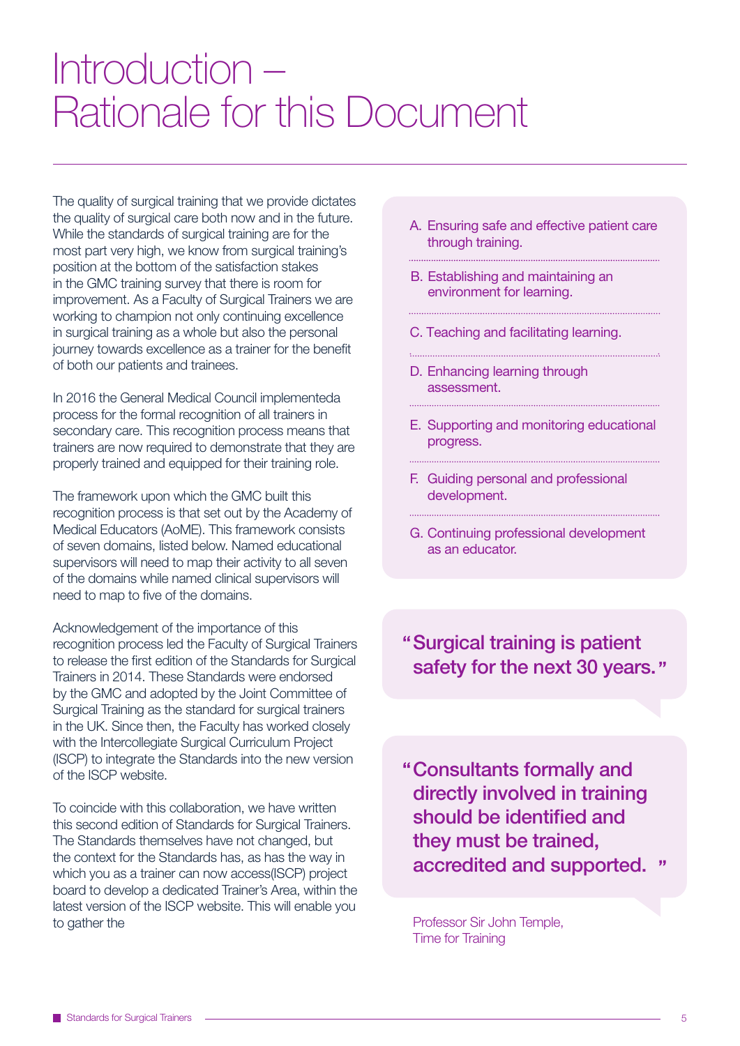# Introduction – Rationale for this Document

The quality of surgical training that we provide dictates the quality of surgical care both now and in the future. While the standards of surgical training are for the most part very high, we know from surgical training's position at the bottom of the satisfaction stakes in the GMC training survey that there is room for improvement. As a Faculty of Surgical Trainers we are working to champion not only continuing excellence in surgical training as a whole but also the personal journey towards excellence as a trainer for the benefit of both our patients and trainees.

In 2016 the General Medical Council implementeda process for the formal recognition of all trainers in secondary care. This recognition process means that trainers are now required to demonstrate that they are properly trained and equipped for their training role.

The framework upon which the GMC built this recognition process is that set out by the Academy of Medical Educators (AoME). This framework consists of seven domains, listed below. Named educational supervisors will need to map their activity to all seven of the domains while named clinical supervisors will need to map to five of the domains.

A. Ensuring safe and effective patient care through training.

B. Establishing and maintaining an environment for learning.

C. Teaching and facilitating learning.

D. Enhancing learning through assessment.

E. Supporting and monitoring educational progress.

F. Guiding personal and professional development.

G. Continuing professional development as an educator.

Acknowledgement of the importance of this recognition process led the Faculty of Surgical Trainers to release the first edition of the Standards for Surgical Trainers in 2014. These Standards were endorsed by the GMC and adopted by the Joint Committee of Surgical Training as the standard for surgical trainers in the UK. Since then, the Faculty has worked closely with the Intercollegiate Surgical Curriculum Project (ISCP) to integrate the Standards into the new version of the ISCP website.

To coincide with this collaboration, we have written this second edition of Standards for Surgical Trainers. The Standards themselves have not changed, but the context for the Standards has, as has the way in which you as a trainer can now access(ISCP) project board to develop a dedicated Trainer's Area, within the latest version of the ISCP website. This will enable you to gather the

> "Surgical training is patient safety for the next 30 years."

> "Consultants formally and directly involved in training should be identified and they must be trained, accredited and supported."

Professor Sir John Temple,
Time for Training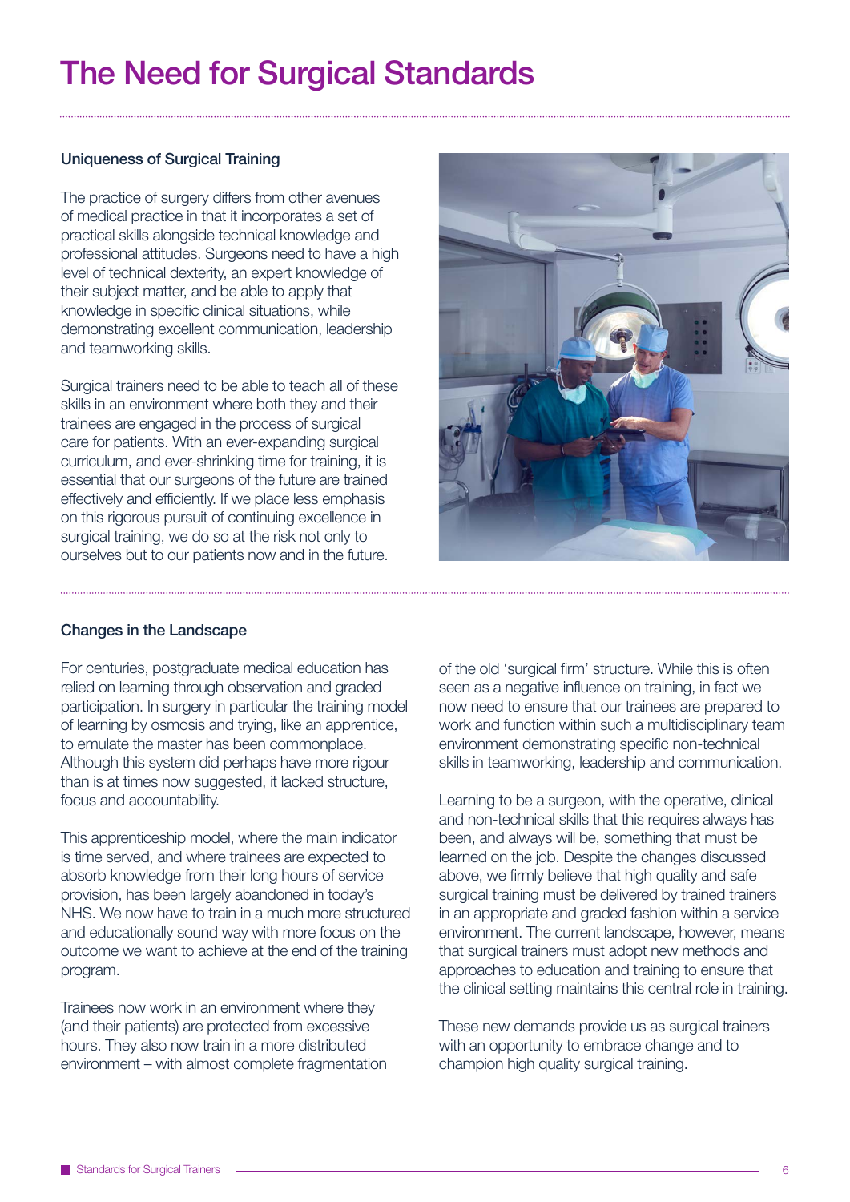# The Need for Surgical Standards

### Uniqueness of Surgical Training

The practice of surgery differs from other avenues of medical practice in that it incorporates a set of practical skills alongside technical knowledge and professional attitudes. Surgeons need to have a high level of technical dexterity, an expert knowledge of their subject matter, and be able to apply that knowledge in specific clinical situations, while demonstrating excellent communication, leadership and teamworking skills.

Surgical trainers need to be able to teach all of these skills in an environment where both they and their trainees are engaged in the process of surgical care for patients. With an ever-expanding surgical curriculum, and ever-shrinking time for training, it is essential that our surgeons of the future are trained effectively and efficiently. If we place less emphasis on this rigorous pursuit of continuing excellence in surgical training, we do so at the risk not only to ourselves but to our patients now and in the future.

### Changes in the Landscape

For centuries, postgraduate medical education has relied on learning through observation and graded participation. In surgery in particular the training model of learning by osmosis and trying, like an apprentice, to emulate the master has been commonplace. Although this system did perhaps have more rigour than is at times now suggested, it lacked structure, focus and accountability.

This apprenticeship model, where the main indicator is time served, and where trainees are expected to absorb knowledge from their long hours of service provision, has been largely abandoned in today's NHS. We now have to train in a much more structured and educationally sound way with more focus on the outcome we want to achieve at the end of the training program.

Trainees now work in an environment where they (and their patients) are protected from excessive hours. They also now train in a more distributed environment – with almost complete fragmentation of the old 'surgical firm' structure. While this is often seen as a negative influence on training, in fact we now need to ensure that our trainees are prepared to work and function within such a multidisciplinary team environment demonstrating specific non-technical skills in teamworking, leadership and communication.

Learning to be a surgeon, with the operative, clinical and non-technical skills that this requires always has been, and always will be, something that must be learned on the job. Despite the changes discussed above, we firmly believe that high quality and safe surgical training must be delivered by trained trainers in an appropriate and graded fashion within a service environment. The current landscape, however, means that surgical trainers must adopt new methods and approaches to education and training to ensure that the clinical setting maintains this central role in training.

These new demands provide us as surgical trainers with an opportunity to embrace change and to champion high quality surgical training.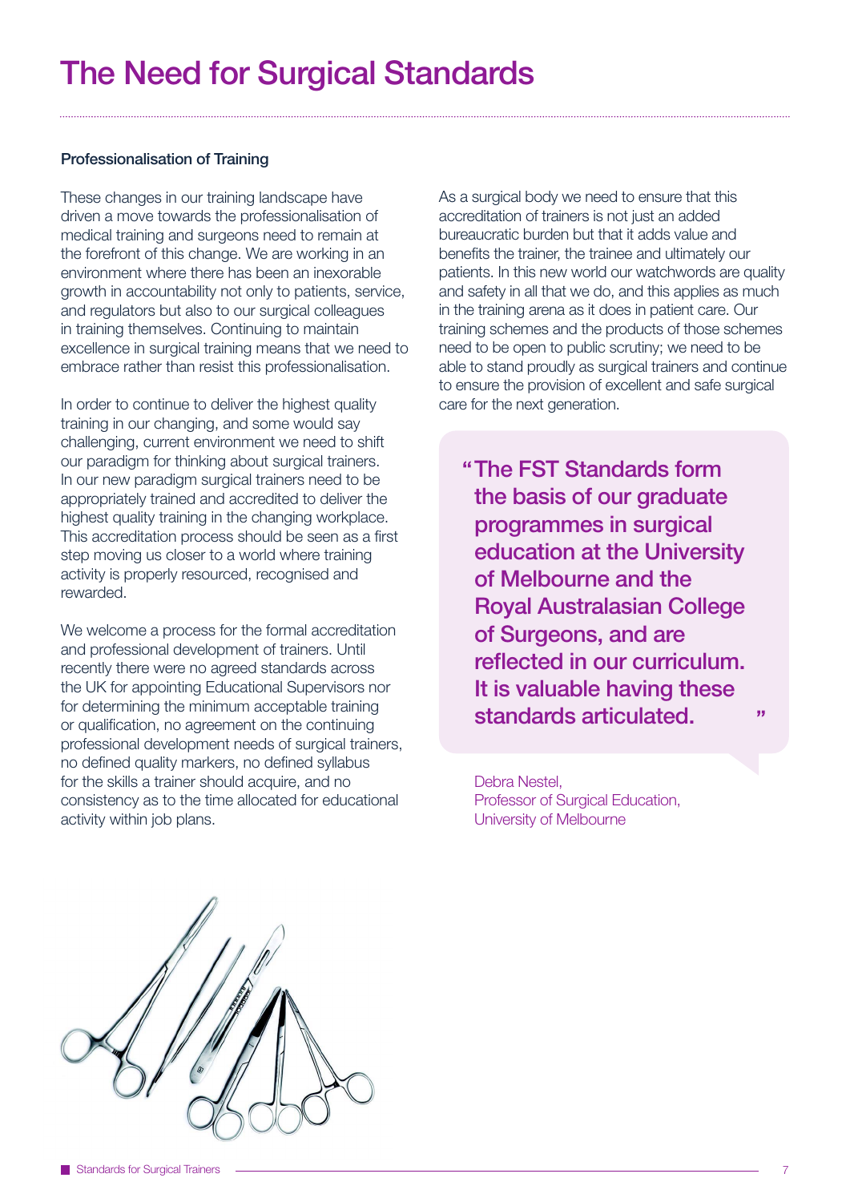# The Need for Surgical Standards

### Professionalisation of Training

These changes in our training landscape have driven a move towards the professionalisation of medical training and surgeons need to remain at the forefront of this change. We are working in an environment where there has been an inexorable growth in accountability not only to patients, service, and regulators but also to our surgical colleagues in training themselves. Continuing to maintain excellence in surgical training means that we need to embrace rather than resist this professionalisation.

In order to continue to deliver the highest quality training in our changing, and some would say challenging, current environment we need to shift our paradigm for thinking about surgical trainers. In our new paradigm surgical trainers need to be appropriately trained and accredited to deliver the highest quality training in the changing workplace. This accreditation process should be seen as a first step moving us closer to a world where training activity is properly resourced, recognised and rewarded.

We welcome a process for the formal accreditation and professional development of trainers. Until recently there were no agreed standards across the UK for appointing Educational Supervisors nor for determining the minimum acceptable training or qualification, no agreement on the continuing professional development needs of surgical trainers, no defined quality markers, no defined syllabus for the skills a trainer should acquire, and no consistency as to the time allocated for educational activity within job plans.

As a surgical body we need to ensure that this accreditation of trainers is not just an added bureaucratic burden but that it adds value and benefits the trainer, the trainee and ultimately our patients. In this new world our watchwords are quality and safety in all that we do, and this applies as much in the training arena as it does in patient care. Our training schemes and the products of those schemes need to be open to public scrutiny; we need to be able to stand proudly as surgical trainers and continue to ensure the provision of excellent and safe surgical care for the next generation.

> "The FST Standards form the basis of our graduate programmes in surgical education at the University of Melbourne and the Royal Australasian College of Surgeons, and are reflected in our curriculum. It is valuable having these standards articulated."

Debra Nestel,
Professor of Surgical Education,
University of Melbourne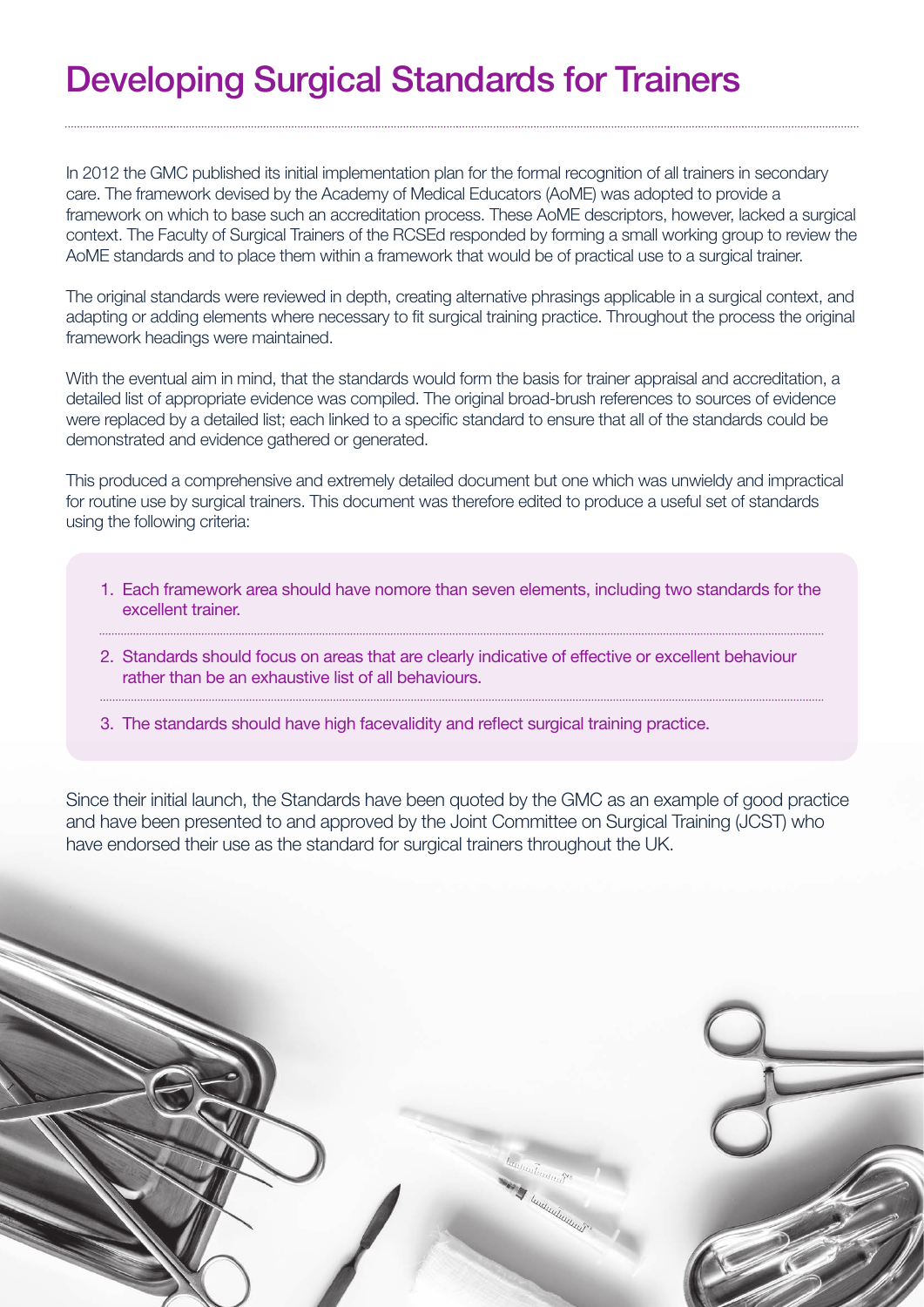# Developing Surgical Standards for Trainers

In 2012 the GMC published its initial implementation plan for the formal recognition of all trainers in secondary care. The framework devised by the Academy of Medical Educators (AoME) was adopted to provide a framework on which to base such an accreditation process. These AoME descriptors, however, lacked a surgical context. The Faculty of Surgical Trainers of the RCSEd responded by forming a small working group to review the AoME standards and to place them within a framework that would be of practical use to a surgical trainer.

The original standards were reviewed in depth, creating alternative phrasings applicable in a surgical context, and adapting or adding elements where necessary to fit surgical training practice. Throughout the process the original framework headings were maintained.

With the eventual aim in mind, that the standards would form the basis for trainer appraisal and accreditation, a detailed list of appropriate evidence was compiled. The original broad-brush references to sources of evidence were replaced by a detailed list; each linked to a specific standard to ensure that all of the standards could be demonstrated and evidence gathered or generated.

This produced a comprehensive and extremely detailed document but one which was unwieldy and impractical for routine use by surgical trainers. This document was therefore edited to produce a useful set of standards using the following criteria:

1. Each framework area should have nomore than seven elements, including two standards for the excellent trainer.
2. Standards should focus on areas that are clearly indicative of effective or excellent behaviour rather than be an exhaustive list of all behaviours.
3. The standards should have high facevalidity and reflect surgical training practice.

Since their initial launch, the Standards have been quoted by the GMC as an example of good practice and have been presented to and approved by the Joint Committee on Surgical Training (JCST) who have endorsed their use as the standard for surgical trainers throughout the UK.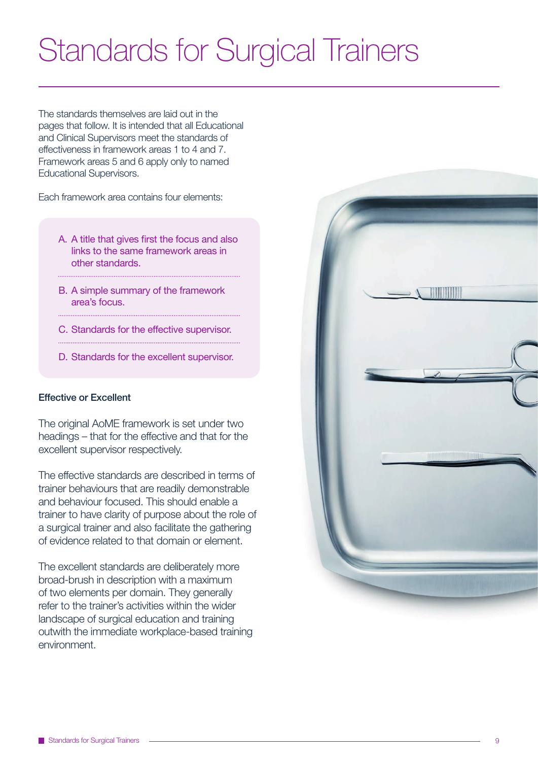# Standards for Surgical Trainers

The standards themselves are laid out in the pages that follow. It is intended that all Educational and Clinical Supervisors meet the standards of effectiveness in framework areas 1 to 4 and 7. Framework areas 5 and 6 apply only to named Educational Supervisors.

Each framework area contains four elements:

A. A title that gives first the focus and also links to the same framework areas in other standards.

B. A simple summary of the framework area's focus.

C. Standards for the effective supervisor.

D. Standards for the excellent supervisor.

**Effective or Excellent**

The original AoME framework is set under two headings – that for the effective and that for the excellent supervisor respectively.

The effective standards are described in terms of trainer behaviours that are readily demonstrable and behaviour focused. This should enable a trainer to have clarity of purpose about the role of a surgical trainer and also facilitate the gathering of evidence related to that domain or element.

The excellent standards are deliberately more broad-brush in description with a maximum of two elements per domain. They generally refer to the trainer's activities within the wider landscape of surgical education and training outwith the immediate workplace-based training environment.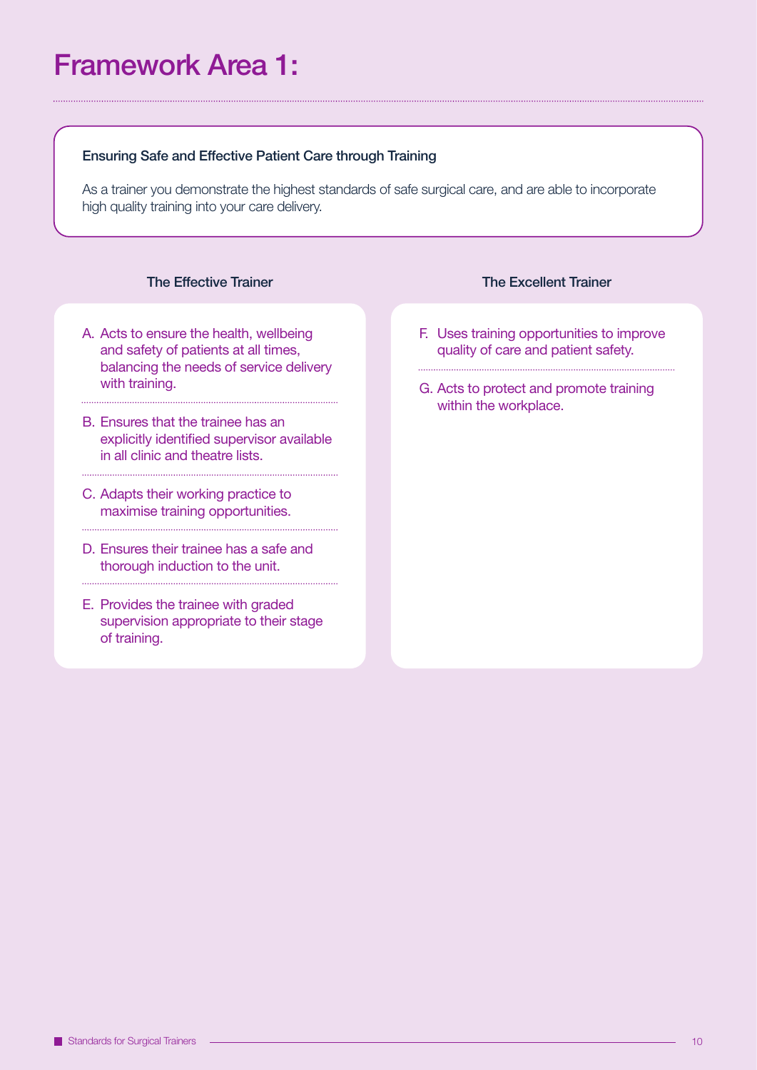# Framework Area 1:

**Ensuring Safe and Effective Patient Care through Training**

As a trainer you demonstrate the highest standards of safe surgical care, and are able to incorporate high quality training into your care delivery.

### The Effective Trainer

A. Acts to ensure the health, wellbeing and safety of patients at all times, balancing the needs of service delivery with training.

B. Ensures that the trainee has an explicitly identified supervisor available in all clinic and theatre lists.

C. Adapts their working practice to maximise training opportunities.

D. Ensures their trainee has a safe and thorough induction to the unit.

E. Provides the trainee with graded supervision appropriate to their stage of training.

### The Excellent Trainer

F. Uses training opportunities to improve quality of care and patient safety.

G. Acts to protect and promote training within the workplace.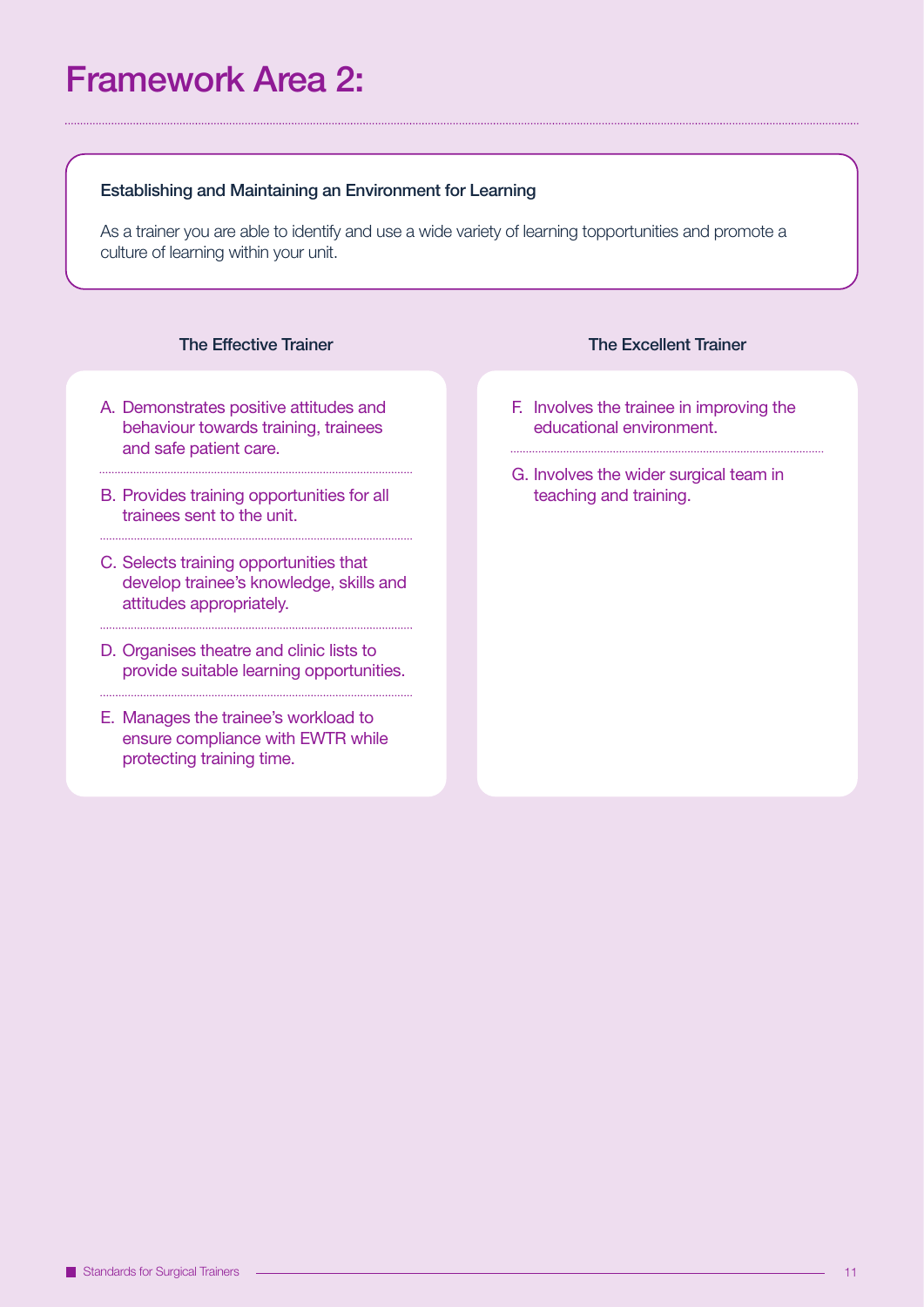# Framework Area 2:

**Establishing and Maintaining an Environment for Learning**

As a trainer you are able to identify and use a wide variety of learning topportunities and promote a culture of learning within your unit.

### The Effective Trainer

A. Demonstrates positive attitudes and behaviour towards training, trainees and safe patient care.

B. Provides training opportunities for all trainees sent to the unit.

C. Selects training opportunities that develop trainee's knowledge, skills and attitudes appropriately.

D. Organises theatre and clinic lists to provide suitable learning opportunities.

E. Manages the trainee's workload to ensure compliance with EWTR while protecting training time.

### The Excellent Trainer

F. Involves the trainee in improving the educational environment.

G. Involves the wider surgical team in teaching and training.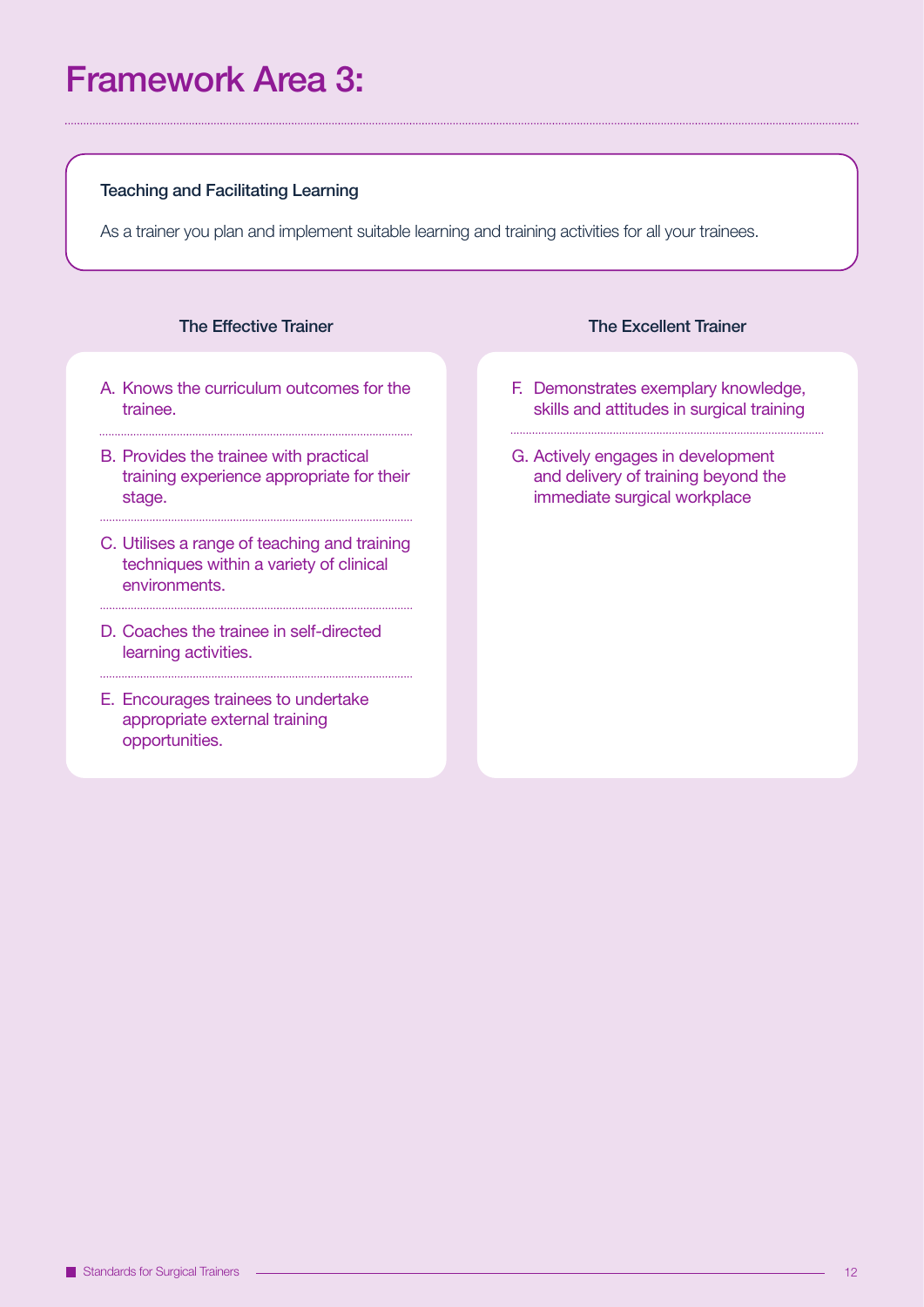# Framework Area 3:

**Teaching and Facilitating Learning**

As a trainer you plan and implement suitable learning and training activities for all your trainees.

### The Effective Trainer

A. Knows the curriculum outcomes for the trainee.

B. Provides the trainee with practical training experience appropriate for their stage.

C. Utilises a range of teaching and training techniques within a variety of clinical environments.

D. Coaches the trainee in self-directed learning activities.

E. Encourages trainees to undertake appropriate external training opportunities.

### The Excellent Trainer

F. Demonstrates exemplary knowledge, skills and attitudes in surgical training

G. Actively engages in development and delivery of training beyond the immediate surgical workplace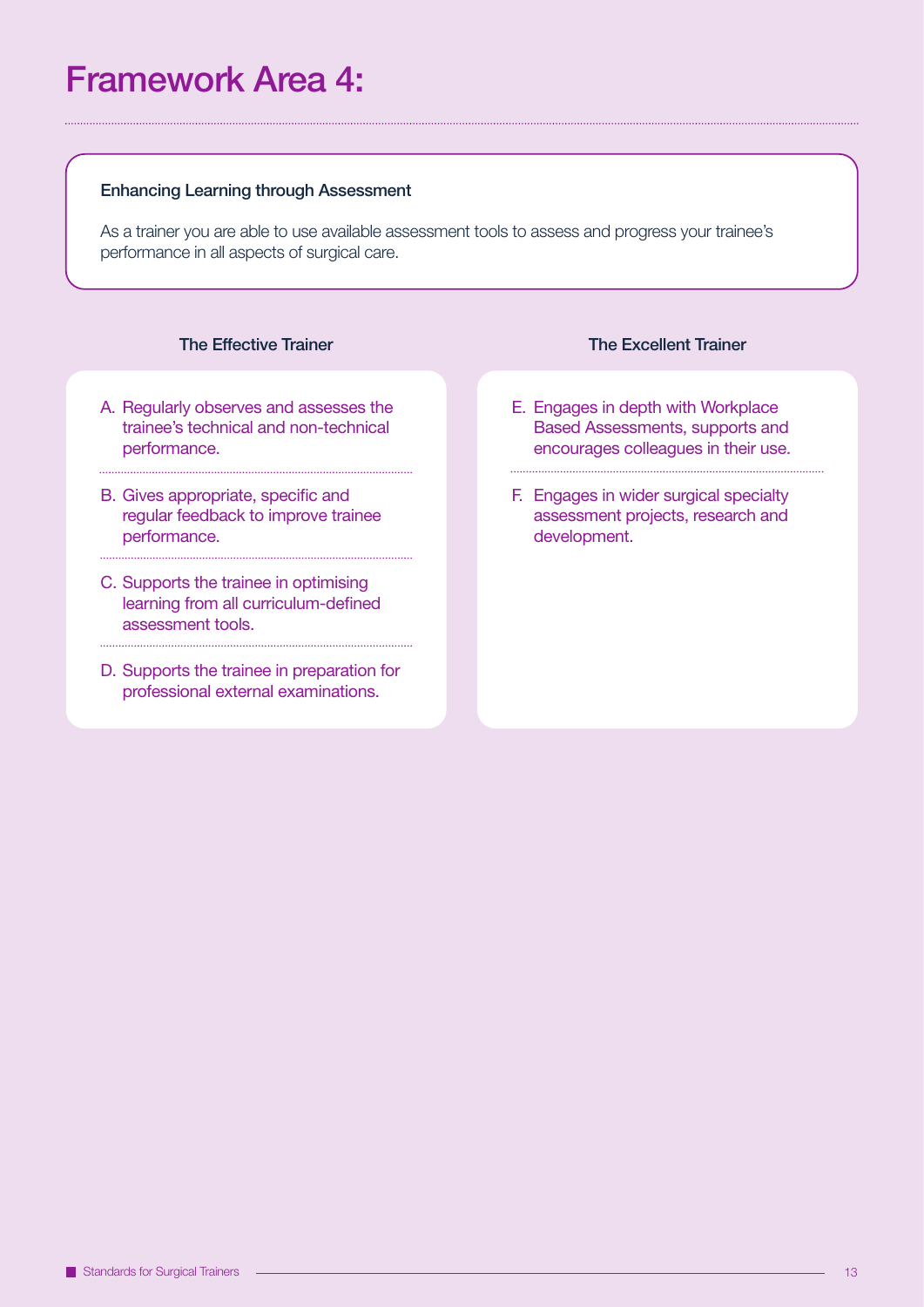# Framework Area 4:

**Enhancing Learning through Assessment**

As a trainer you are able to use available assessment tools to assess and progress your trainee's performance in all aspects of surgical care.

### The Effective Trainer

A. Regularly observes and assesses the trainee's technical and non-technical performance.

B. Gives appropriate, specific and regular feedback to improve trainee performance.

C. Supports the trainee in optimising learning from all curriculum-defined assessment tools.

D. Supports the trainee in preparation for professional external examinations.

### The Excellent Trainer

E. Engages in depth with Workplace Based Assessments, supports and encourages colleagues in their use.

F. Engages in wider surgical specialty assessment projects, research and development.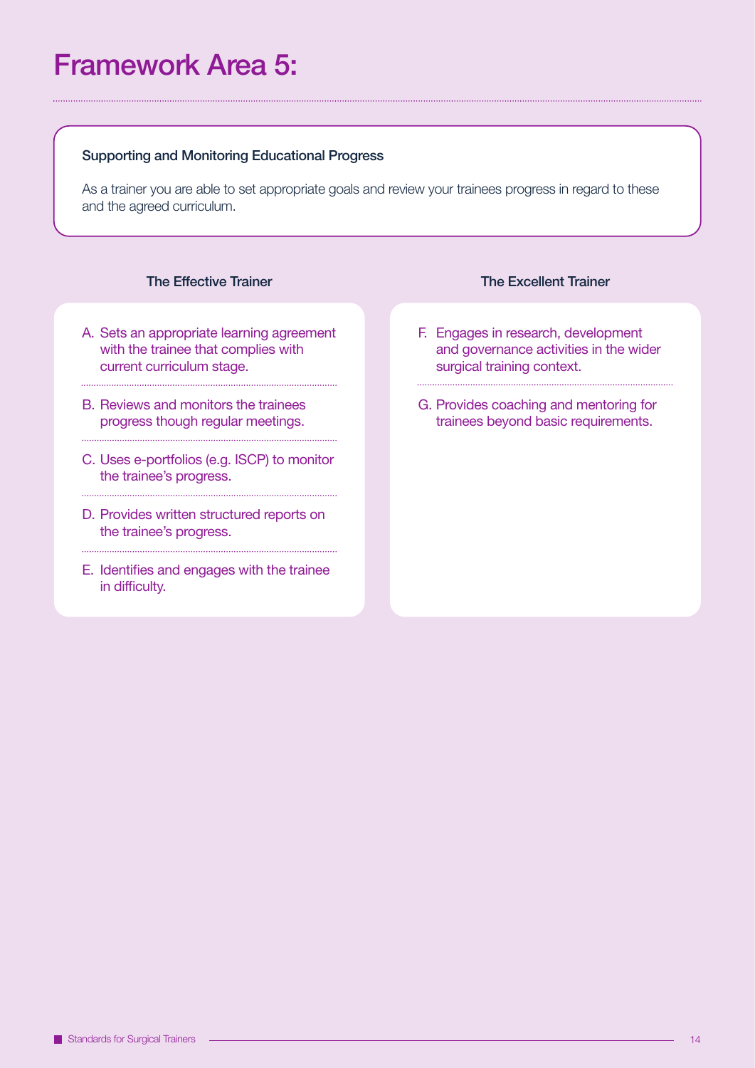# Framework Area 5:

**Supporting and Monitoring Educational Progress**

As a trainer you are able to set appropriate goals and review your trainees progress in regard to these and the agreed curriculum.

### The Effective Trainer

A. Sets an appropriate learning agreement with the trainee that complies with current curriculum stage.

B. Reviews and monitors the trainees progress though regular meetings.

C. Uses e-portfolios (e.g. ISCP) to monitor the trainee's progress.

D. Provides written structured reports on the trainee's progress.

E. Identifies and engages with the trainee in difficulty.

### The Excellent Trainer

F. Engages in research, development and governance activities in the wider surgical training context.

G. Provides coaching and mentoring for trainees beyond basic requirements.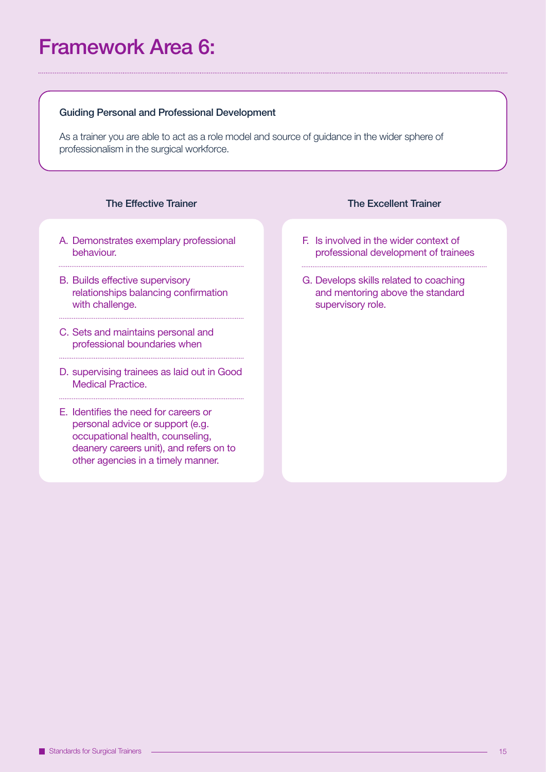# Framework Area 6:

**Guiding Personal and Professional Development**

As a trainer you are able to act as a role model and source of guidance in the wider sphere of professionalism in the surgical workforce.

### The Effective Trainer

A. Demonstrates exemplary professional behaviour.

B. Builds effective supervisory relationships balancing confirmation with challenge.

C. Sets and maintains personal and professional boundaries when

D. supervising trainees as laid out in Good Medical Practice.

E. Identifies the need for careers or personal advice or support (e.g. occupational health, counseling, deanery careers unit), and refers on to other agencies in a timely manner.

### The Excellent Trainer

F. Is involved in the wider context of professional development of trainees

G. Develops skills related to coaching and mentoring above the standard supervisory role.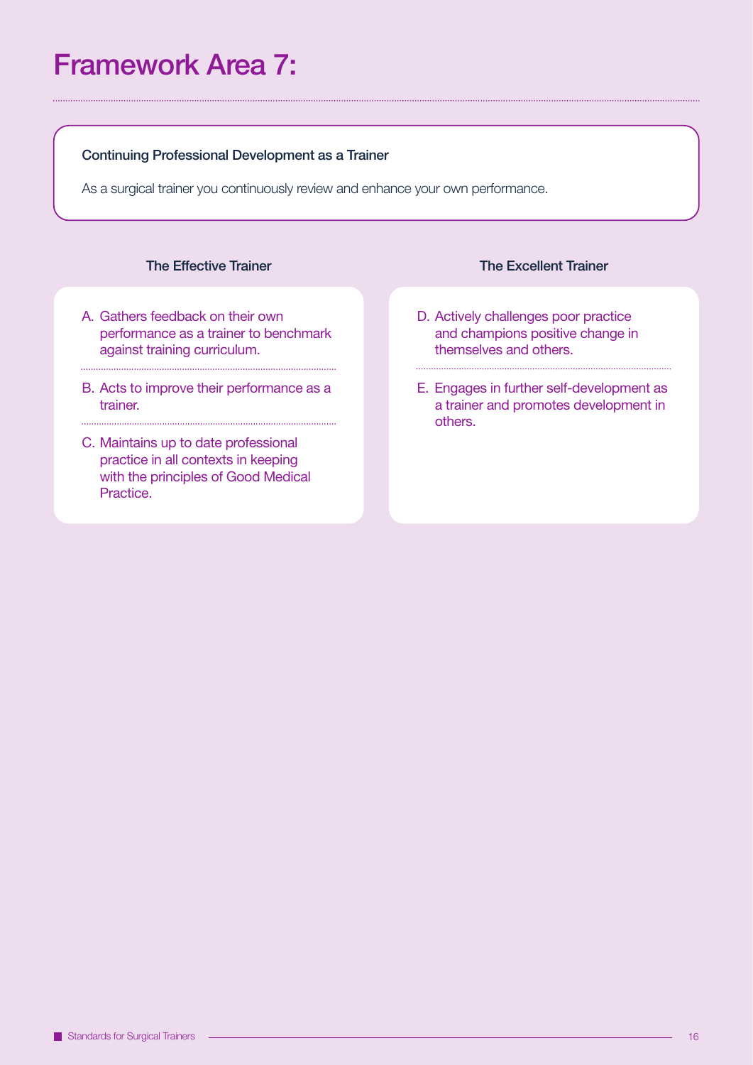# Framework Area 7:

**Continuing Professional Development as a Trainer**

As a surgical trainer you continuously review and enhance your own performance.

### The Effective Trainer

A. Gathers feedback on their own performance as a trainer to benchmark against training curriculum.

B. Acts to improve their performance as a trainer.

C. Maintains up to date professional practice in all contexts in keeping with the principles of Good Medical Practice.

### The Excellent Trainer

D. Actively challenges poor practice and champions positive change in themselves and others.

E. Engages in further self-development as a trainer and promotes development in others.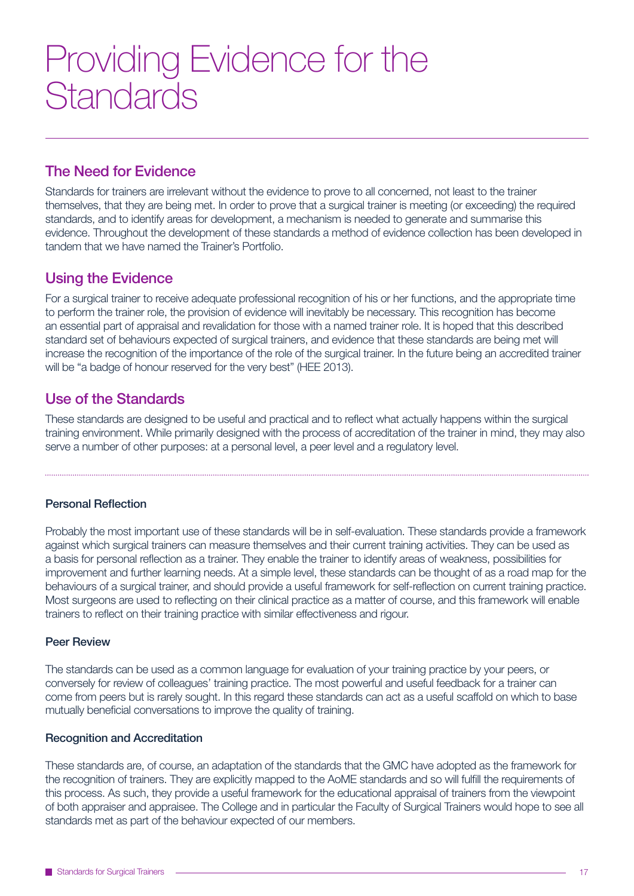# Providing Evidence for the Standards

## The Need for Evidence

Standards for trainers are irrelevant without the evidence to prove to all concerned, not least to the trainer themselves, that they are being met. In order to prove that a surgical trainer is meeting (or exceeding) the required standards, and to identify areas for development, a mechanism is needed to generate and summarise this evidence. Throughout the development of these standards a method of evidence collection has been developed in tandem that we have named the Trainer's Portfolio.

## Using the Evidence

For a surgical trainer to receive adequate professional recognition of his or her functions, and the appropriate time to perform the trainer role, the provision of evidence will inevitably be necessary. This recognition has become an essential part of appraisal and revalidation for those with a named trainer role. It is hoped that this described standard set of behaviours expected of surgical trainers, and evidence that these standards are being met will increase the recognition of the importance of the role of the surgical trainer. In the future being an accredited trainer will be "a badge of honour reserved for the very best" (HEE 2013).

## Use of the Standards

These standards are designed to be useful and practical and to reflect what actually happens within the surgical training environment. While primarily designed with the process of accreditation of the trainer in mind, they may also serve a number of other purposes: at a personal level, a peer level and a regulatory level.

### Personal Reflection

Probably the most important use of these standards will be in self-evaluation. These standards provide a framework against which surgical trainers can measure themselves and their current training activities. They can be used as a basis for personal reflection as a trainer. They enable the trainer to identify areas of weakness, possibilities for improvement and further learning needs. At a simple level, these standards can be thought of as a road map for the behaviours of a surgical trainer, and should provide a useful framework for self-reflection on current training practice. Most surgeons are used to reflecting on their clinical practice as a matter of course, and this framework will enable trainers to reflect on their training practice with similar effectiveness and rigour.

### Peer Review

The standards can be used as a common language for evaluation of your training practice by your peers, or conversely for review of colleagues' training practice. The most powerful and useful feedback for a trainer can come from peers but is rarely sought. In this regard these standards can act as a useful scaffold on which to base mutually beneficial conversations to improve the quality of training.

### Recognition and Accreditation

These standards are, of course, an adaptation of the standards that the GMC have adopted as the framework for the recognition of trainers. They are explicitly mapped to the AoME standards and so will fulfill the requirements of this process. As such, they provide a useful framework for the educational appraisal of trainers from the viewpoint of both appraiser and appraisee. The College and in particular the Faculty of Surgical Trainers would hope to see all standards met as part of the behaviour expected of our members.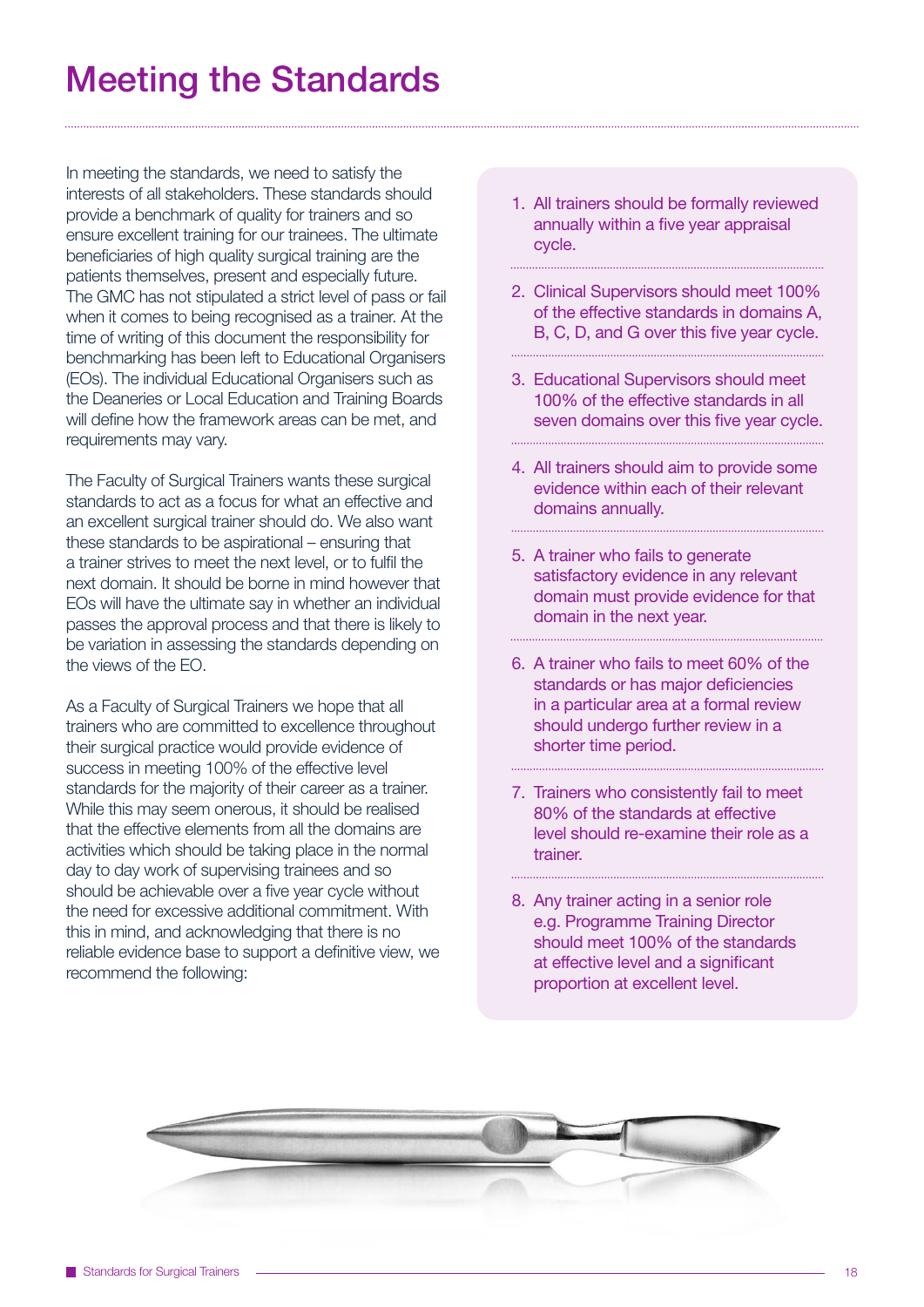# Meeting the Standards

In meeting the standards, we need to satisfy the interests of all stakeholders. These standards should provide a benchmark of quality for trainers and so ensure excellent training for our trainees. The ultimate beneficiaries of high quality surgical training are the patients themselves, present and especially future. The GMC has not stipulated a strict level of pass or fail when it comes to being recognised as a trainer. At the time of writing of this document the responsibility for benchmarking has been left to Educational Organisers (EOs). The individual Educational Organisers such as the Deaneries or Local Education and Training Boards will define how the framework areas can be met, and requirements may vary.

The Faculty of Surgical Trainers wants these surgical standards to act as a focus for what an effective and an excellent surgical trainer should do. We also want these standards to be aspirational – ensuring that a trainer strives to meet the next level, or to fulfil the next domain. It should be borne in mind however that EOs will have the ultimate say in whether an individual passes the approval process and that there is likely to be variation in assessing the standards depending on the views of the EO.

As a Faculty of Surgical Trainers we hope that all trainers who are committed to excellence throughout their surgical practice would provide evidence of success in meeting 100% of the effective level standards for the majority of their career as a trainer. While this may seem onerous, it should be realised that the effective elements from all the domains are activities which should be taking place in the normal day to day work of supervising trainees and so should be achievable over a five year cycle without the need for excessive additional commitment. With this in mind, and acknowledging that there is no reliable evidence base to support a definitive view, we recommend the following:

1. All trainers should be formally reviewed annually within a five year appraisal cycle.
2. Clinical Supervisors should meet 100% of the effective standards in domains A, B, C, D, and G over this five year cycle.
3. Educational Supervisors should meet 100% of the effective standards in all seven domains over this five year cycle.
4. All trainers should aim to provide some evidence within each of their relevant domains annually.
5. A trainer who fails to generate satisfactory evidence in any relevant domain must provide evidence for that domain in the next year.
6. A trainer who fails to meet 60% of the standards or has major deficiencies in a particular area at a formal review should undergo further review in a shorter time period.
7. Trainers who consistently fail to meet 80% of the standards at effective level should re-examine their role as a trainer.
8. Any trainer acting in a senior role e.g. Programme Training Director should meet 100% of the standards at effective level and a significant proportion at excellent level.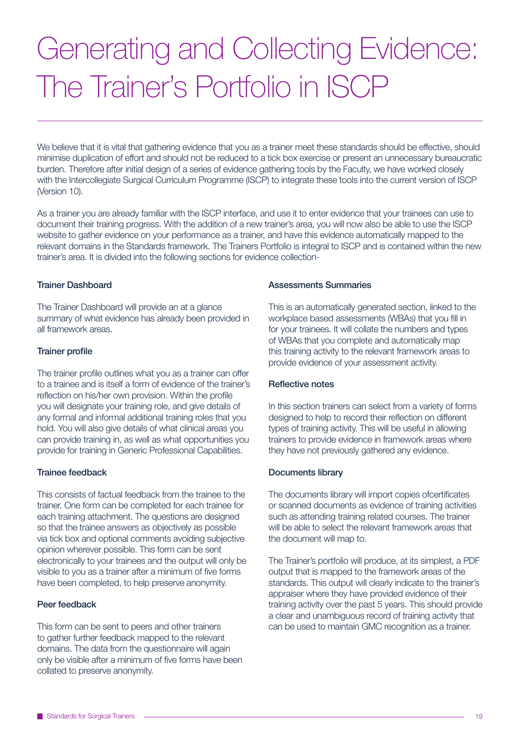# Generating and Collecting Evidence: The Trainer's Portfolio in ISCP

We believe that it is vital that gathering evidence that you as a trainer meet these standards should be effective, should minimise duplication of effort and should not be reduced to a tick box exercise or present an unnecessary bureaucratic burden. Therefore after initial design of a series of evidence gathering tools by the Faculty, we have worked closely with the Intercollegiate Surgical Curriculum Programme (ISCP) to integrate these tools into the current version of ISCP (Version 10).

As a trainer you are already familiar with the ISCP interface, and use it to enter evidence that your trainees can use to document their training progress. With the addition of a new trainer's area, you will now also be able to use the ISCP website to gather evidence on your performance as a trainer, and have this evidence automatically mapped to the relevant domains in the Standards framework. The Trainers Portfolio is integral to ISCP and is contained within the new trainer's area. It is divided into the following sections for evidence collection-

### Trainer Dashboard

The Trainer Dashboard will provide an at a glance summary of what evidence has already been provided in all framework areas.

### Trainer profile

The trainer profile outlines what you as a trainer can offer to a trainee and is itself a form of evidence of the trainer's reflection on his/her own provision. Within the profile you will designate your training role, and give details of any formal and informal additional training roles that you hold. You will also give details of what clinical areas you can provide training in, as well as what opportunities you provide for training in Generic Professional Capabilities.

### Trainee feedback

This consists of factual feedback from the trainee to the trainer. One form can be completed for each trainee for each training attachment. The questions are designed so that the trainee answers as objectively as possible via tick box and optional comments avoiding subjective opinion wherever possible. This form can be sent electronically to your trainees and the output will only be visible to you as a trainer after a minimum of five forms have been completed, to help preserve anonymity.

### Peer feedback

This form can be sent to peers and other trainers to gather further feedback mapped to the relevant domains. The data from the questionnaire will again only be visible after a minimum of five forms have been collated to preserve anonymity.

### Assessments Summaries

This is an automatically generated section, linked to the workplace based assessments (WBAs) that you fill in for your trainees. It will collate the numbers and types of WBAs that you complete and automatically map this training activity to the relevant framework areas to provide evidence of your assessment activity.

### Reflective notes

In this section trainers can select from a variety of forms designed to help to record their reflection on different types of training activity. This will be useful in allowing trainers to provide evidence in framework areas where they have not previously gathered any evidence.

### Documents library

The documents library will import copies ofcertificates or scanned documents as evidence of training activities such as attending training related courses. The trainer will be able to select the relevant framework areas that the document will map to.

The Trainer's portfolio will produce, at its simplest, a PDF output that is mapped to the framework areas of the standards. This output will clearly indicate to the trainer's appraiser where they have provided evidence of their training activity over the past 5 years. This should provide a clear and unambiguous record of training activity that can be used to maintain GMC recognition as a trainer.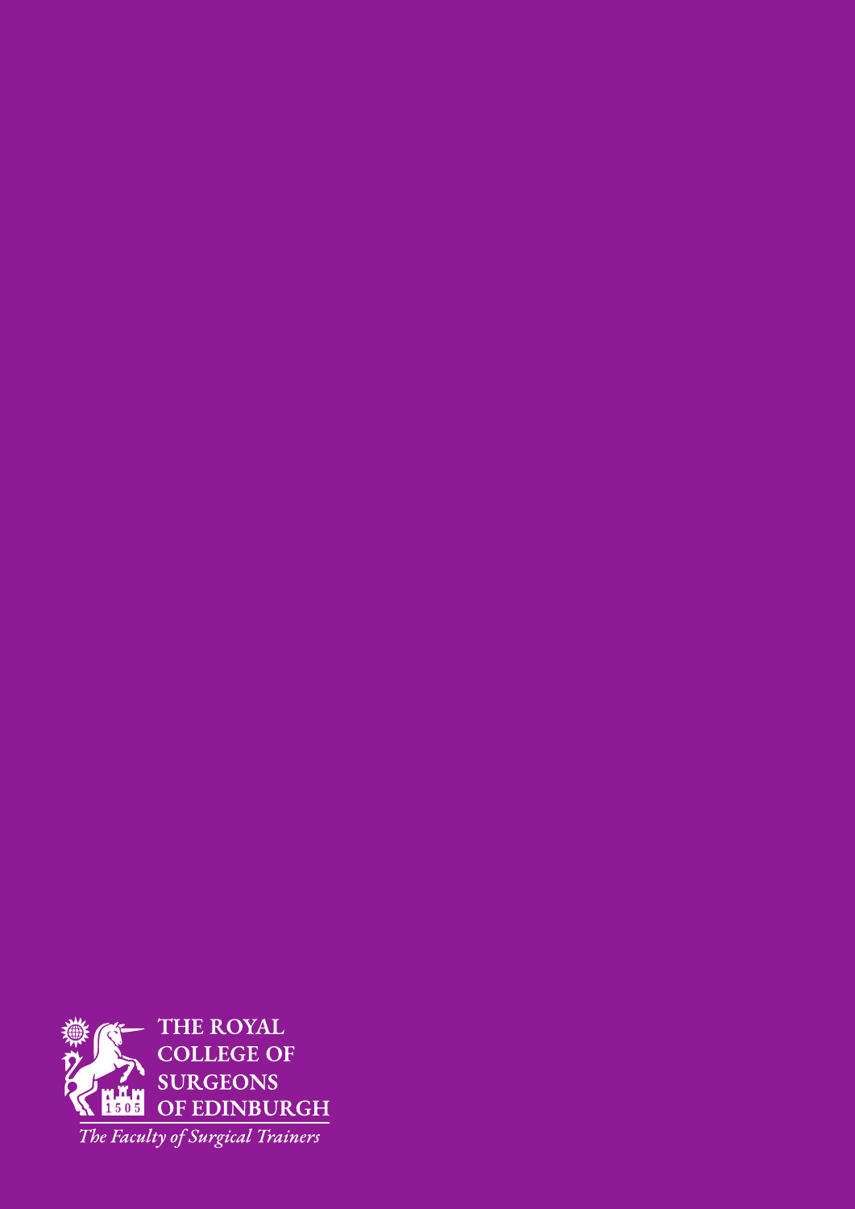THE ROYAL
COLLEGE OF
SURGEONS
OF EDINBURGH

1505

*The Faculty of Surgical Trainers*